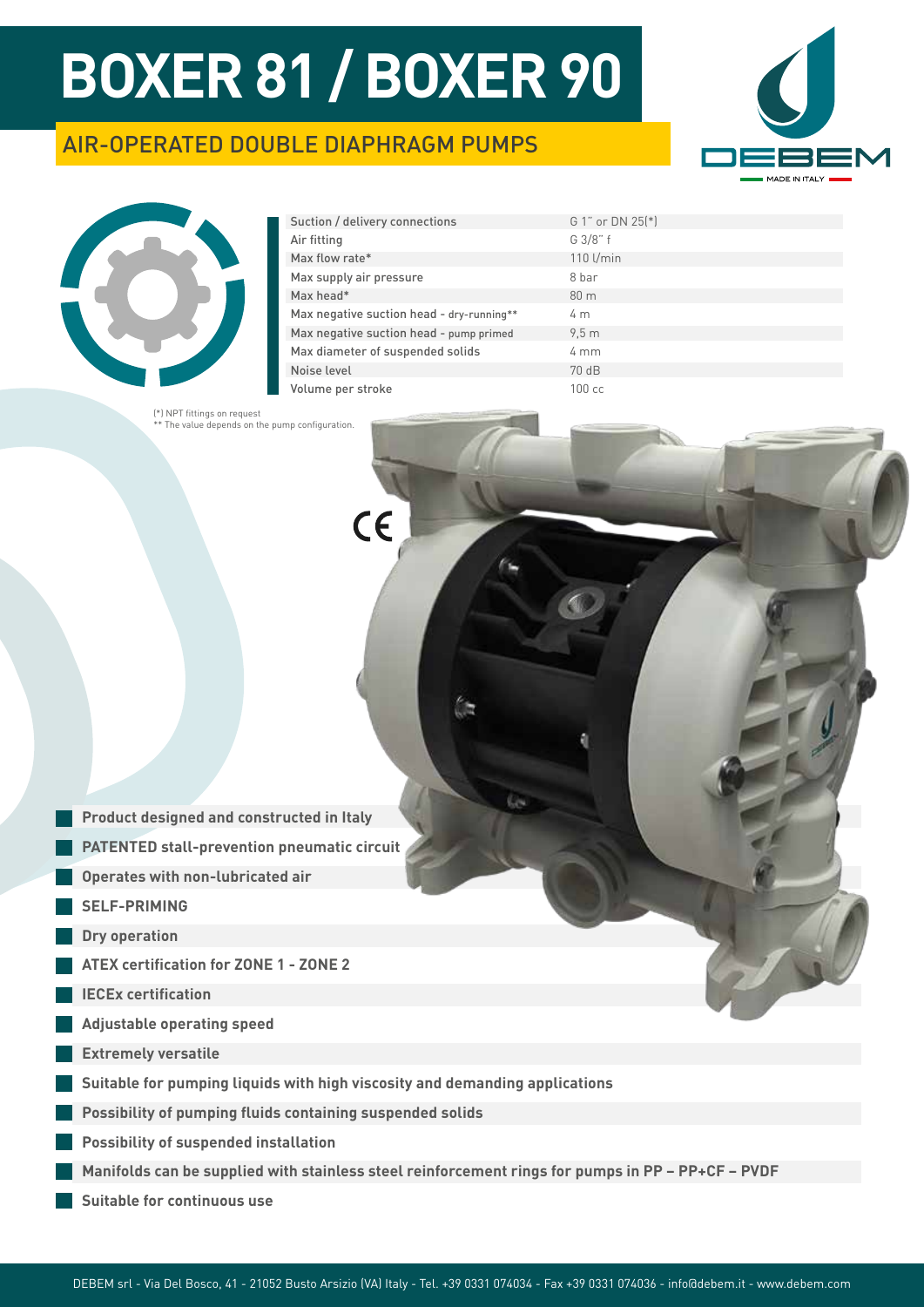# BOXER 81 / BOXER 90

## AIR-OPERATED DOUBLE DIAPHRAGM PUMPS

| | |
|---|---|
| Suction / delivery connections | G 1" or DN 25(*) |
| Air fitting | G 3/8" f |
| Max flow rate* | 110 l/min |
| Max supply air pressure | 8 bar |
| Max head* | 80 m |
| Max negative suction head - dry-running** | 4 m |
| Max negative suction head - pump primed | 9,5 m |
| Max diameter of suspended solids | 4 mm |
| Noise level | 70 dB |
| Volume per stroke | 100 cc |

(*) NPT fittings on request
** The value depends on the pump configuration.

- **Product designed and constructed in Italy**
- **PATENTED stall-prevention pneumatic circuit**
- **Operates with non-lubricated air**
- **SELF-PRIMING**
- **Dry operation**
- **ATEX certification for ZONE 1 - ZONE 2**
- **IECEx certification**
- **Adjustable operating speed**
- **Extremely versatile**
- **Suitable for pumping liquids with high viscosity and demanding applications**
- **Possibility of pumping fluids containing suspended solids**
- **Possibility of suspended installation**
- **Manifolds can be supplied with stainless steel reinforcement rings for pumps in PP – PP+CF – PVDF**
- **Suitable for continuous use**

DEBEM srl - Via Del Bosco, 41 - 21052 Busto Arsizio (VA) Italy - Tel. +39 0331 074034 - Fax +39 0331 074036 - info@debem.it - www.debem.com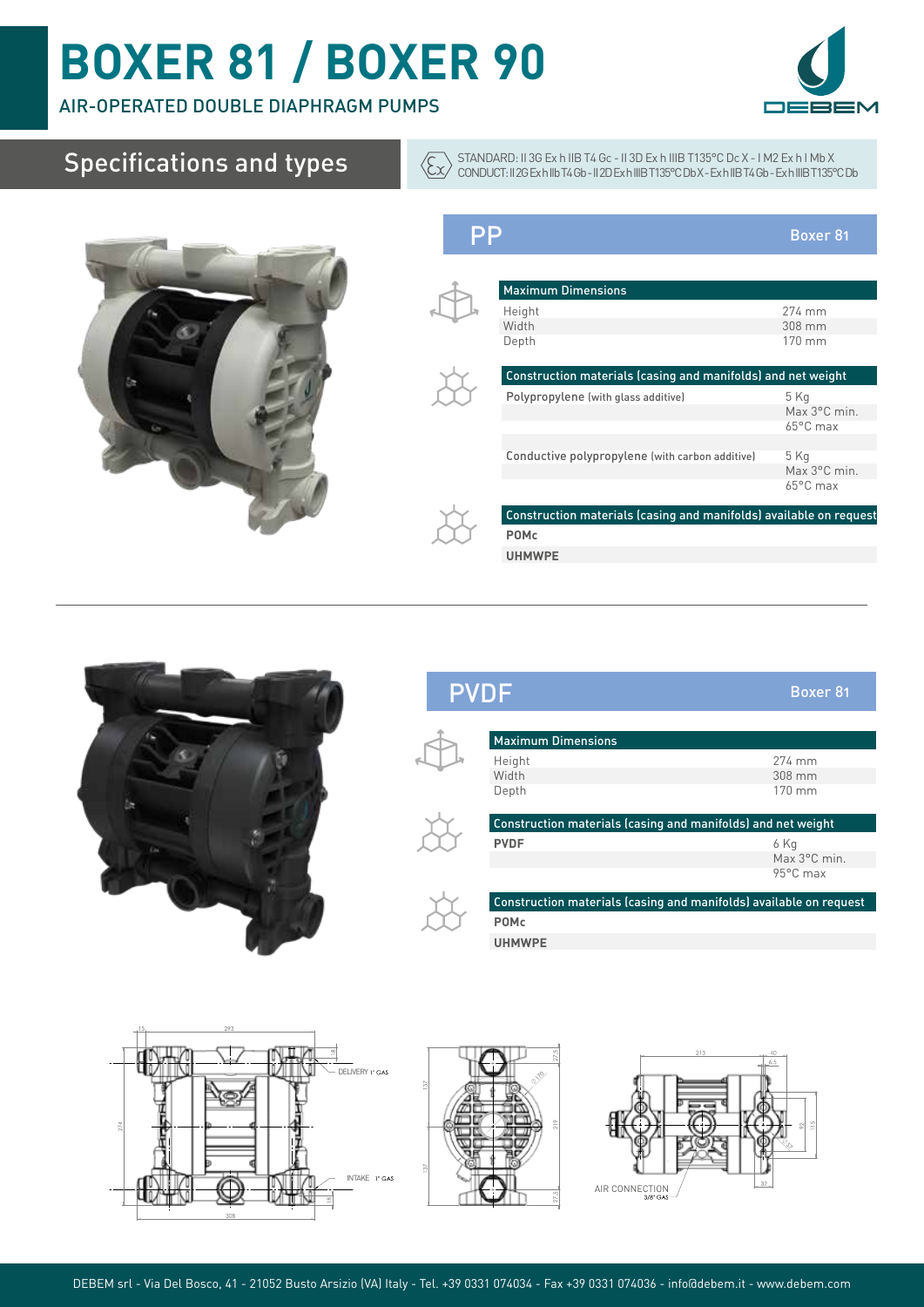# BOXER 81 / BOXER 90

AIR-OPERATED DOUBLE DIAPHRAGM PUMPS

## Specifications and types

STANDARD: II 3G Ex h IIB T4 Gc - II 3D Ex h IIIB T135°C Dc X - I M2 Ex h I Mb X
CONDUCT: II 2G Ex h IIb T4 Gb - II 2D Ex h IIIB T135°C Db X - Ex h IIB T4 Gb - Ex h IIIB T135°C Db

### PP — Boxer 81

| Maximum Dimensions | |
|---|---|
| Height | 274 mm |
| Width | 308 mm |
| Depth | 170 mm |

| Construction materials (casing and manifolds) and net weight | |
|---|---|
| Polypropylene (with glass additive) | 5 Kg<br>Max 3°C min.<br>65°C max |
| Conductive polypropylene (with carbon additive) | 5 Kg<br>Max 3°C min.<br>65°C max |

| Construction materials (casing and manifolds) available on request |
|---|
| POMc |
| UHMWPE |

### PVDF — Boxer 81

| Maximum Dimensions | |
|---|---|
| Height | 274 mm |
| Width | 308 mm |
| Depth | 170 mm |

| Construction materials (casing and manifolds) and net weight | |
|---|---|
| PVDF | 6 Kg<br>Max 3°C min.<br>95°C max |

| Construction materials (casing and manifolds) available on request |
|---|
| POMc |
| UHMWPE |

DELIVERY 1" GAS

INTAKE 1" GAS

AIR CONNECTION 3/8" GAS

DEBEM srl - Via Del Bosco, 41 - 21052 Busto Arsizio (VA) Italy - Tel. +39 0331 074034 - Fax +39 0331 074036 - info@debem.it - www.debem.com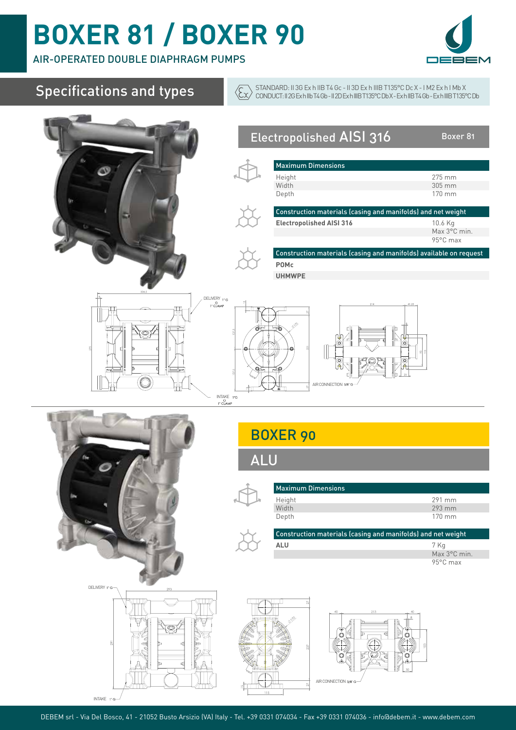# BOXER 81 / BOXER 90

AIR-OPERATED DOUBLE DIAPHRAGM PUMPS

## Specifications and types

STANDARD: II 3G Ex h IIB T4 Gc - II 3D Ex h IIIB T135°C Dc X - I M2 Ex h I Mb X
CONDUCT: II 2G Ex h IIb T4 Gb - II 2D Ex h IIIB T135°C Db X - Ex h IIB T4 Gb - Ex h IIIB T135°C Db

## Electropolished AISI 316 — Boxer 81

| Maximum Dimensions | |
|---|---|
| Height | 275 mm |
| Width | 305 mm |
| Depth | 170 mm |

| Construction materials (casing and manifolds) and net weight | |
|---|---|
| **Electropolished AISI 316** | 10.6 Kg |
| | Max 3°C min. |
| | 95°C max |

| Construction materials (casing and manifolds) available on request |
|---|
| **POMc** |
| **UHMWPE** |

DELIVERY 1" G o 1" CLAMP

INTAKE 1" G o 1" CLAMP

AIR CONNECTION 3/8" G

## BOXER 90

## ALU

| Maximum Dimensions | |
|---|---|
| Height | 291 mm |
| Width | 293 mm |
| Depth | 170 mm |

| Construction materials (casing and manifolds) and net weight | |
|---|---|
| **ALU** | 7 Kg |
| | Max 3°C min. |
| | 95°C max |

DELIVERY 1" G

INTAKE 1" G

AIR CONNECTION 3/8" G

DEBEM srl - Via Del Bosco, 41 - 21052 Busto Arsizio (VA) Italy - Tel. +39 0331 074034 - Fax +39 0331 074036 - info@debem.it - www.debem.com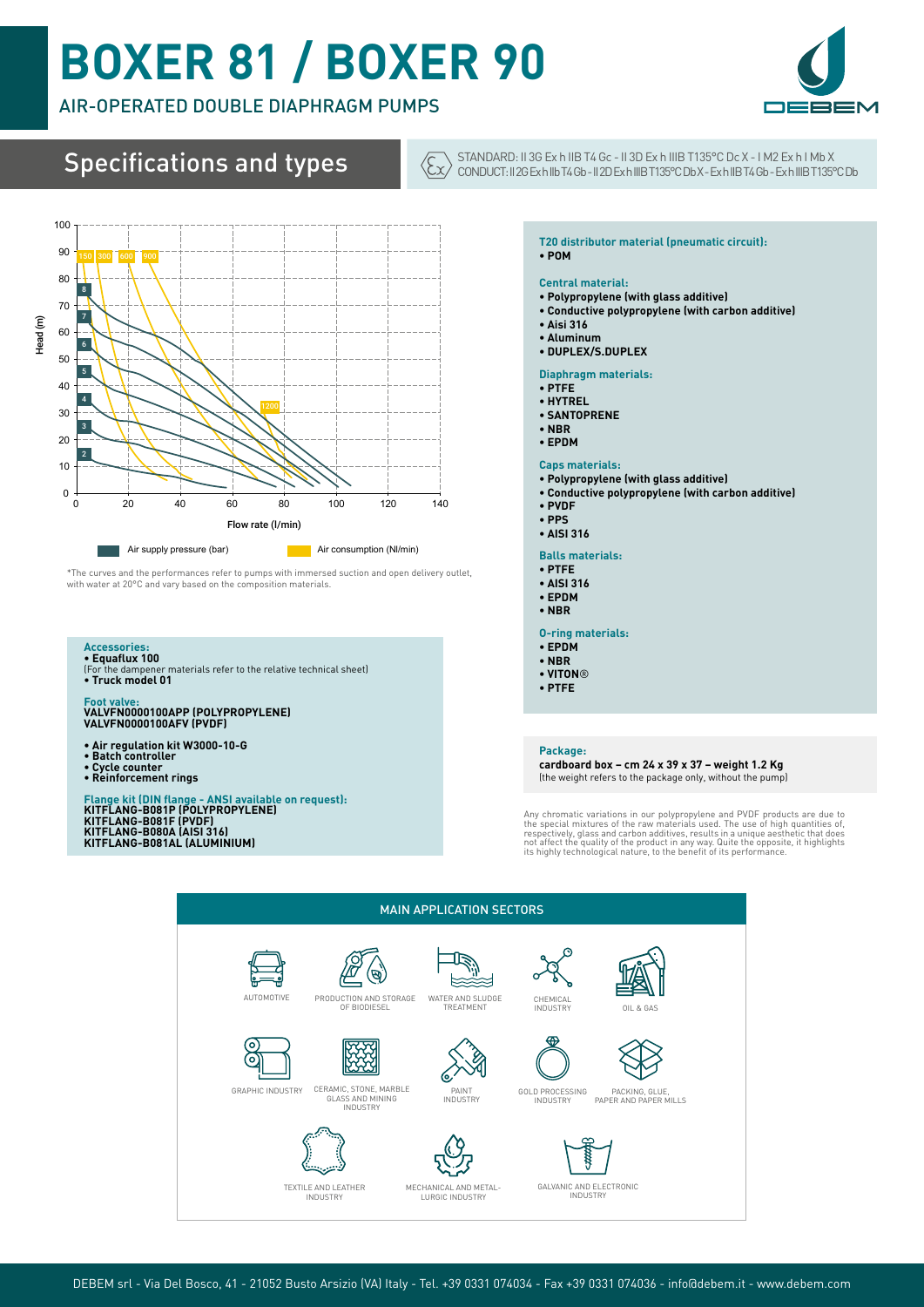# BOXER 81 / BOXER 90

AIR-OPERATED DOUBLE DIAPHRAGM PUMPS

## Specifications and types

STANDARD: II 3G Ex h IIB T4 Gc - II 3D Ex h IIIB T135°C Dc X - I M2 Ex h I Mb X
CONDUCT: II 2G Ex h IIb T4 Gb - II 2D Ex h IIIB T135°C Db X - Ex h IIB T4 Gb - Ex h IIIB T135°C Db

Head (m)

Flow rate (l/min)

Air supply pressure (bar) | Air consumption (Nl/min)

*The curves and the performances refer to pumps with immersed suction and open delivery outlet, with water at 20°C and vary based on the composition materials.

**Accessories:**
- **Equaflux 100**
(For the dampener materials refer to the relative technical sheet)
- **Truck model 01**

**Foot valve:**
**VALVFN0000100APP (POLYPROPYLENE)**
**VALVFN0000100AFV (PVDF)**

- **Air regulation kit W3000-10-G**
- **Batch controller**
- **Cycle counter**
- **Reinforcement rings**

**Flange kit (DIN flange - ANSI available on request):**
**KITFLANG-B081P (POLYPROPYLENE)**
**KITFLANG-B081F (PVDF)**
**KITFLANG-B080A (AISI 316)**
**KITFLANG-B081AL (ALUMINIUM)**

**T20 distributor material (pneumatic circuit):**
- **POM**

**Central material:**
- **Polypropylene (with glass additive)**
- **Conductive polypropylene (with carbon additive)**
- **Aisi 316**
- **Aluminum**
- **DUPLEX/S.DUPLEX**

**Diaphragm materials:**
- **PTFE**
- **HYTREL**
- **SANTOPRENE**
- **NBR**
- **EPDM**

**Caps materials:**
- **Polypropylene (with glass additive)**
- **Conductive polypropylene (with carbon additive)**
- **PVDF**
- **PPS**
- **AISI 316**

**Balls materials:**
- **PTFE**
- **AISI 316**
- **EPDM**
- **NBR**

**O-ring materials:**
- **EPDM**
- **NBR**
- **VITON®**
- **PTFE**

**Package:**
**cardboard box – cm 24 x 39 x 37 – weight 1.2 Kg**
(the weight refers to the package only, without the pump)

Any chromatic variations in our polypropylene and PVDF products are due to the special mixtures of the raw materials used. The use of high quantities of, respectively, glass and carbon additives, results in a unique aesthetic that does not affect the quality of the product in any way. Quite the opposite, it highlights its highly technological nature, to the benefit of its performance.

### MAIN APPLICATION SECTORS

AUTOMOTIVE · PRODUCTION AND STORAGE OF BIODIESEL · WATER AND SLUDGE TREATMENT · CHEMICAL INDUSTRY · OIL & GAS · GRAPHIC INDUSTRY · CERAMIC, STONE, MARBLE GLASS AND MINING INDUSTRY · PAINT INDUSTRY · GOLD PROCESSING INDUSTRY · PACKING, GLUE, PAPER AND PAPER MILLS · TEXTILE AND LEATHER INDUSTRY · MECHANICAL AND METAL-LURGIC INDUSTRY · GALVANIC AND ELECTRONIC INDUSTRY

DEBEM srl - Via Del Bosco, 41 - 21052 Busto Arsizio (VA) Italy - Tel. +39 0331 074034 - Fax +39 0331 074036 - info@debem.it - www.debem.com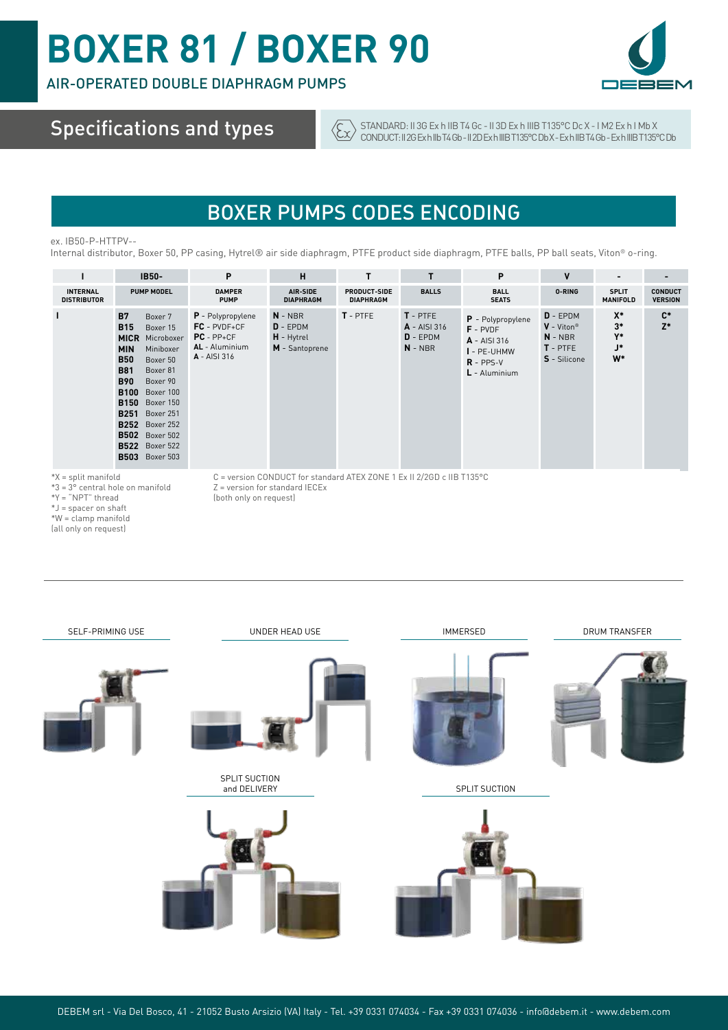# BOXER 81 / BOXER 90

AIR-OPERATED DOUBLE DIAPHRAGM PUMPS

## Specifications and types

STANDARD: II 3G Ex h IIB T4 Gc - II 3D Ex h IIIB T135°C Dc X - I M2 Ex h I Mb X
CONDUCT: II 2G Ex h IIb T4 Gb - II 2D Ex h IIIB T135°C Db X - Ex h IIB T4 Gb - Ex h IIIB T135°C Db

## BOXER PUMPS CODES ENCODING

ex. IB50-P-HTTPV--
Internal distributor, Boxer 50, PP casing, Hytrel® air side diaphragm, PTFE product side diaphragm, PTFE balls, PP ball seats, Viton® o-ring.

| I | IB50- | P | H | T | T | P | V | - | - |
|---|---|---|---|---|---|---|---|---|---|
| INTERNAL DISTRIBUTOR | PUMP MODEL | DAMPER PUMP | AIR-SIDE DIAPHRAGM | PRODUCT-SIDE DIAPHRAGM | BALLS | BALL SEATS | O-RING | SPLIT MANIFOLD | CONDUCT VERSION |
| I | **B7** Boxer 7<br>**B15** Boxer 15<br>**MICR** Microboxer<br>**MIN** Miniboxer<br>**B50** Boxer 50<br>**B81** Boxer 81<br>**B90** Boxer 90<br>**B100** Boxer 100<br>**B150** Boxer 150<br>**B251** Boxer 251<br>**B252** Boxer 252<br>**B502** Boxer 502<br>**B522** Boxer 522<br>**B503** Boxer 503 | **P** - Polypropylene<br>**FC** - PVDF+CF<br>**PC** - PP+CF<br>**AL** - Aluminium<br>**A** - AISI 316 | **N** - NBR<br>**D** - EPDM<br>**H** - Hytrel<br>**M** - Santoprene | **T** - PTFE | **T** - PTFE<br>**A** - AISI 316<br>**D** - EPDM<br>**N** - NBR | **P** - Polypropylene<br>**F** - PVDF<br>**A** - AISI 316<br>**I** - PE-UHMW<br>**R** - PPS-V<br>**L** - Aluminium | **D** - EPDM<br>**V** - Viton®<br>**N** - NBR<br>**T** - PTFE<br>**S** - Silicone | X*<br>3*<br>Y*<br>J*<br>W* | C*<br>Z* |

*X = split manifold
*3 = 3° central hole on manifold
*Y = "NPT" thread
*J = spacer on shaft
*W = clamp manifold
(all only on request)

C = version CONDUCT for standard ATEX ZONE 1 Ex II 2/2GD c IIB T135°C
Z = version for standard IECEx
(both only on request)

SELF-PRIMING USE

UNDER HEAD USE

IMMERSED

DRUM TRANSFER

SPLIT SUCTION and DELIVERY

SPLIT SUCTION

DEBEM srl - Via Del Bosco, 41 - 21052 Busto Arsizio (VA) Italy - Tel. +39 0331 074034 - Fax +39 0331 074036 - info@debem.it - www.debem.com